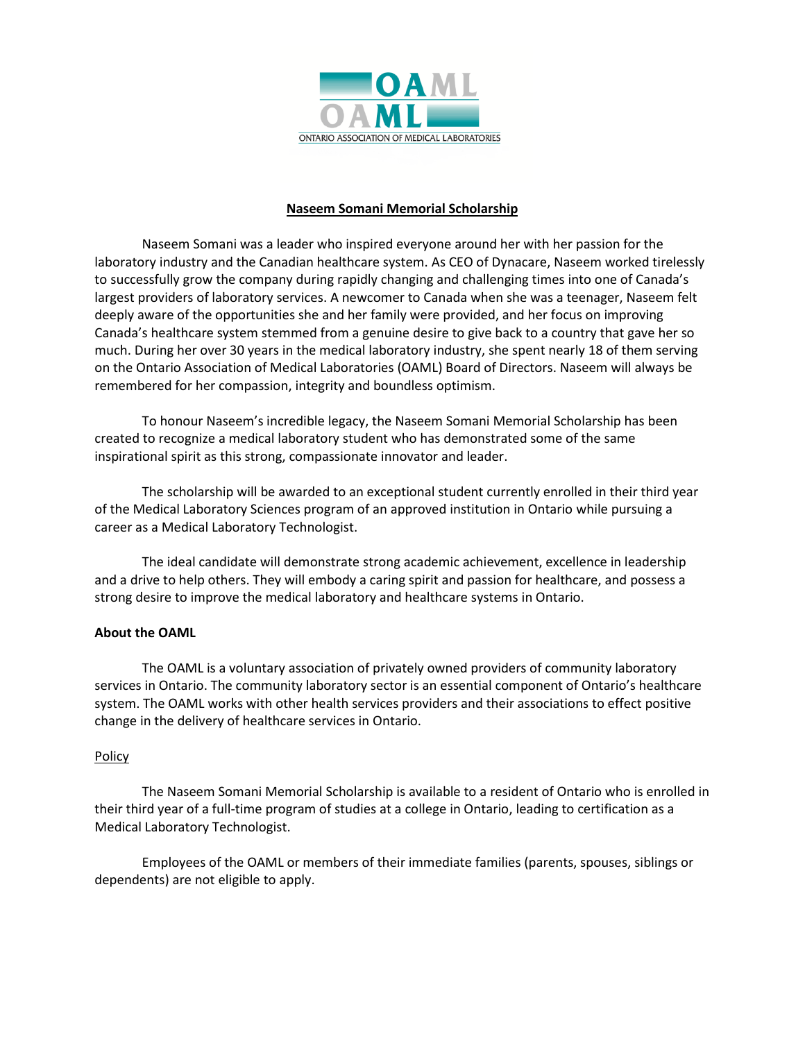OAML

ONTARIO ASSOCIATION OF MEDICAL LABORATORIES

# Naseem Somani Memorial Scholarship

Naseem Somani was a leader who inspired everyone around her with her passion for the laboratory industry and the Canadian healthcare system. As CEO of Dynacare, Naseem worked tirelessly to successfully grow the company during rapidly changing and challenging times into one of Canada's largest providers of laboratory services. A newcomer to Canada when she was a teenager, Naseem felt deeply aware of the opportunities she and her family were provided, and her focus on improving Canada's healthcare system stemmed from a genuine desire to give back to a country that gave her so much. During her over 30 years in the medical laboratory industry, she spent nearly 18 of them serving on the Ontario Association of Medical Laboratories (OAML) Board of Directors. Naseem will always be remembered for her compassion, integrity and boundless optimism.

To honour Naseem's incredible legacy, the Naseem Somani Memorial Scholarship has been created to recognize a medical laboratory student who has demonstrated some of the same inspirational spirit as this strong, compassionate innovator and leader.

The scholarship will be awarded to an exceptional student currently enrolled in their third year of the Medical Laboratory Sciences program of an approved institution in Ontario while pursuing a career as a Medical Laboratory Technologist.

The ideal candidate will demonstrate strong academic achievement, excellence in leadership and a drive to help others. They will embody a caring spirit and passion for healthcare, and possess a strong desire to improve the medical laboratory and healthcare systems in Ontario.

## About the OAML

The OAML is a voluntary association of privately owned providers of community laboratory services in Ontario. The community laboratory sector is an essential component of Ontario's healthcare system. The OAML works with other health services providers and their associations to effect positive change in the delivery of healthcare services in Ontario.

### Policy

The Naseem Somani Memorial Scholarship is available to a resident of Ontario who is enrolled in their third year of a full-time program of studies at a college in Ontario, leading to certification as a Medical Laboratory Technologist.

Employees of the OAML or members of their immediate families (parents, spouses, siblings or dependents) are not eligible to apply.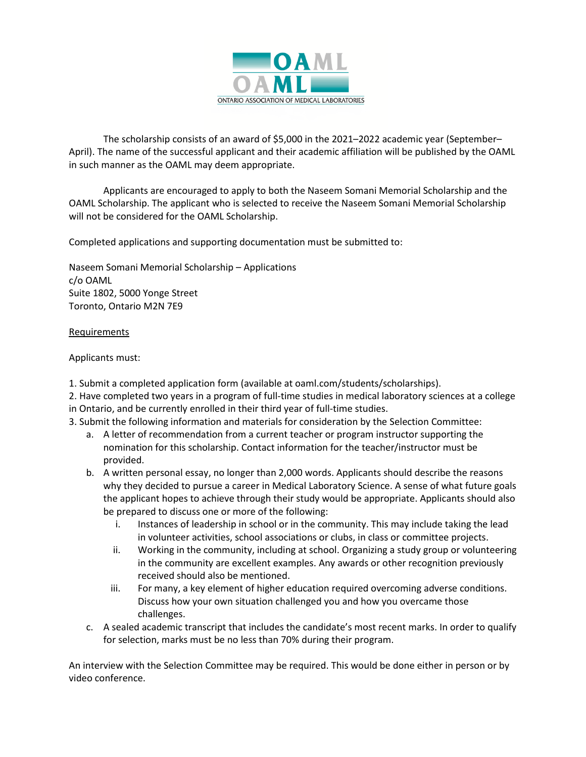The scholarship consists of an award of $5,000 in the 2021–2022 academic year (September–April). The name of the successful applicant and their academic affiliation will be published by the OAML in such manner as the OAML may deem appropriate.

Applicants are encouraged to apply to both the Naseem Somani Memorial Scholarship and the OAML Scholarship. The applicant who is selected to receive the Naseem Somani Memorial Scholarship will not be considered for the OAML Scholarship.

Completed applications and supporting documentation must be submitted to:

Naseem Somani Memorial Scholarship – Applications
c/o OAML
Suite 1802, 5000 Yonge Street
Toronto, Ontario M2N 7E9

## Requirements

Applicants must:

1. Submit a completed application form (available at oaml.com/students/scholarships).
2. Have completed two years in a program of full-time studies in medical laboratory sciences at a college in Ontario, and be currently enrolled in their third year of full-time studies.
3. Submit the following information and materials for consideration by the Selection Committee:
   a. A letter of recommendation from a current teacher or program instructor supporting the nomination for this scholarship. Contact information for the teacher/instructor must be provided.
   b. A written personal essay, no longer than 2,000 words. Applicants should describe the reasons why they decided to pursue a career in Medical Laboratory Science. A sense of what future goals the applicant hopes to achieve through their study would be appropriate. Applicants should also be prepared to discuss one or more of the following:
      i. Instances of leadership in school or in the community. This may include taking the lead in volunteer activities, school associations or clubs, in class or committee projects.
      ii. Working in the community, including at school. Organizing a study group or volunteering in the community are excellent examples. Any awards or other recognition previously received should also be mentioned.
      iii. For many, a key element of higher education required overcoming adverse conditions. Discuss how your own situation challenged you and how you overcame those challenges.
   c. A sealed academic transcript that includes the candidate's most recent marks. In order to qualify for selection, marks must be no less than 70% during their program.

An interview with the Selection Committee may be required. This would be done either in person or by video conference.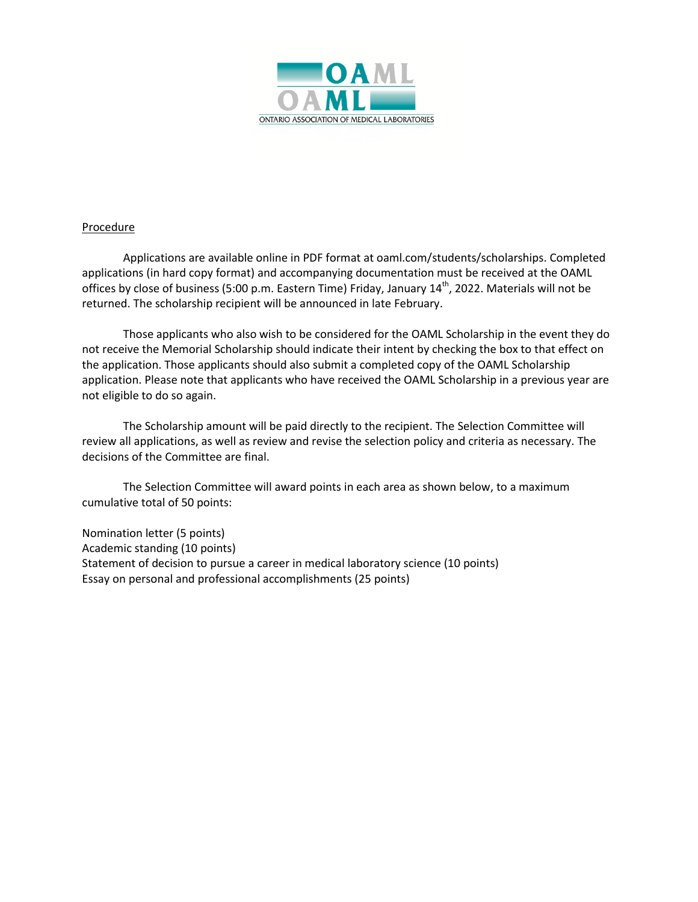## Procedure

Applications are available online in PDF format at oaml.com/students/scholarships. Completed applications (in hard copy format) and accompanying documentation must be received at the OAML offices by close of business (5:00 p.m. Eastern Time) Friday, January 14th, 2022. Materials will not be returned. The scholarship recipient will be announced in late February.

Those applicants who also wish to be considered for the OAML Scholarship in the event they do not receive the Memorial Scholarship should indicate their intent by checking the box to that effect on the application. Those applicants should also submit a completed copy of the OAML Scholarship application. Please note that applicants who have received the OAML Scholarship in a previous year are not eligible to do so again.

The Scholarship amount will be paid directly to the recipient. The Selection Committee will review all applications, as well as review and revise the selection policy and criteria as necessary. The decisions of the Committee are final.

The Selection Committee will award points in each area as shown below, to a maximum cumulative total of 50 points:

Nomination letter (5 points)
Academic standing (10 points)
Statement of decision to pursue a career in medical laboratory science (10 points)
Essay on personal and professional accomplishments (25 points)